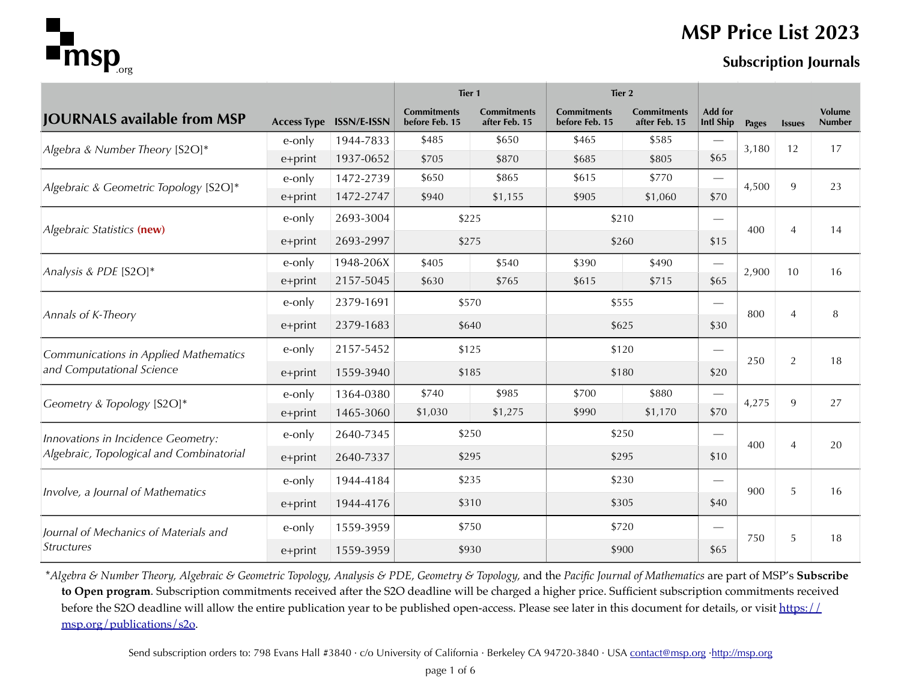# MSP Price List 2023

## Subscription Journals

| JOURNALS available from MSP | Access Type | ISSN/E-ISSN | Tier 1 | | Tier 2 | | Add for Intl Ship | Pages | Issues | Volume Number |
|---|---|---|---|---|---|---|---|---|---|---|
| | | | Commitments before Feb. 15 | Commitments after Feb. 15 | Commitments before Feb. 15 | Commitments after Feb. 15 | | | | |
| *Algebra & Number Theory* [S2O]* | e-only | 1944-7833 | $485 | $650 | $465 | $585 | — | 3,180 | 12 | 17 |
| | e+print | 1937-0652 | $705 | $870 | $685 | $805 | $65 | | | |
| *Algebraic & Geometric Topology* [S2O]* | e-only | 1472-2739 | $650 | $865 | $615 | $770 | — | 4,500 | 9 | 23 |
| | e+print | 1472-2747 | $940 | $1,155 | $905 | $1,060 | $70 | | | |
| *Algebraic Statistics* **(new)** | e-only | 2693-3004 | $225 | | $210 | | — | 400 | 4 | 14 |
| | e+print | 2693-2997 | $275 | | $260 | | $15 | | | |
| *Analysis & PDE* [S2O]* | e-only | 1948-206X | $405 | $540 | $390 | $490 | — | 2,900 | 10 | 16 |
| | e+print | 2157-5045 | $630 | $765 | $615 | $715 | $65 | | | |
| *Annals of K-Theory* | e-only | 2379-1691 | $570 | | $555 | | — | 800 | 4 | 8 |
| | e+print | 2379-1683 | $640 | | $625 | | $30 | | | |
| *Communications in Applied Mathematics and Computational Science* | e-only | 2157-5452 | $125 | | $120 | | — | 250 | 2 | 18 |
| | e+print | 1559-3940 | $185 | | $180 | | $20 | | | |
| *Geometry & Topology* [S2O]* | e-only | 1364-0380 | $740 | $985 | $700 | $880 | — | 4,275 | 9 | 27 |
| | e+print | 1465-3060 | $1,030 | $1,275 | $990 | $1,170 | $70 | | | |
| *Innovations in Incidence Geometry: Algebraic, Topological and Combinatorial* | e-only | 2640-7345 | $250 | | $250 | | — | 400 | 4 | 20 |
| | e+print | 2640-7337 | $295 | | $295 | | $10 | | | |
| *Involve, a Journal of Mathematics* | e-only | 1944-4184 | $235 | | $230 | | — | 900 | 5 | 16 |
| | e+print | 1944-4176 | $310 | | $305 | | $40 | | | |
| *Journal of Mechanics of Materials and Structures* | e-only | 1559-3959 | $750 | | $720 | | — | 750 | 5 | 18 |
| | e+print | 1559-3959 | $930 | | $900 | | $65 | | | |

*\*Algebra & Number Theory, Algebraic & Geometric Topology, Analysis & PDE, Geometry & Topology,* and the *Pacific Journal of Mathematics* are part of MSP's **Subscribe to Open program**. Subscription commitments received after the S2O deadline will be charged a higher price. Sufficient subscription commitments received before the S2O deadline will allow the entire publication year to be published open-access. Please see later in this document for details, or visit https://msp.org/publications/s2o.

Send subscription orders to: 798 Evans Hall #3840 · c/o University of California · Berkeley CA 94720-3840 · USA contact@msp.org ·http://msp.org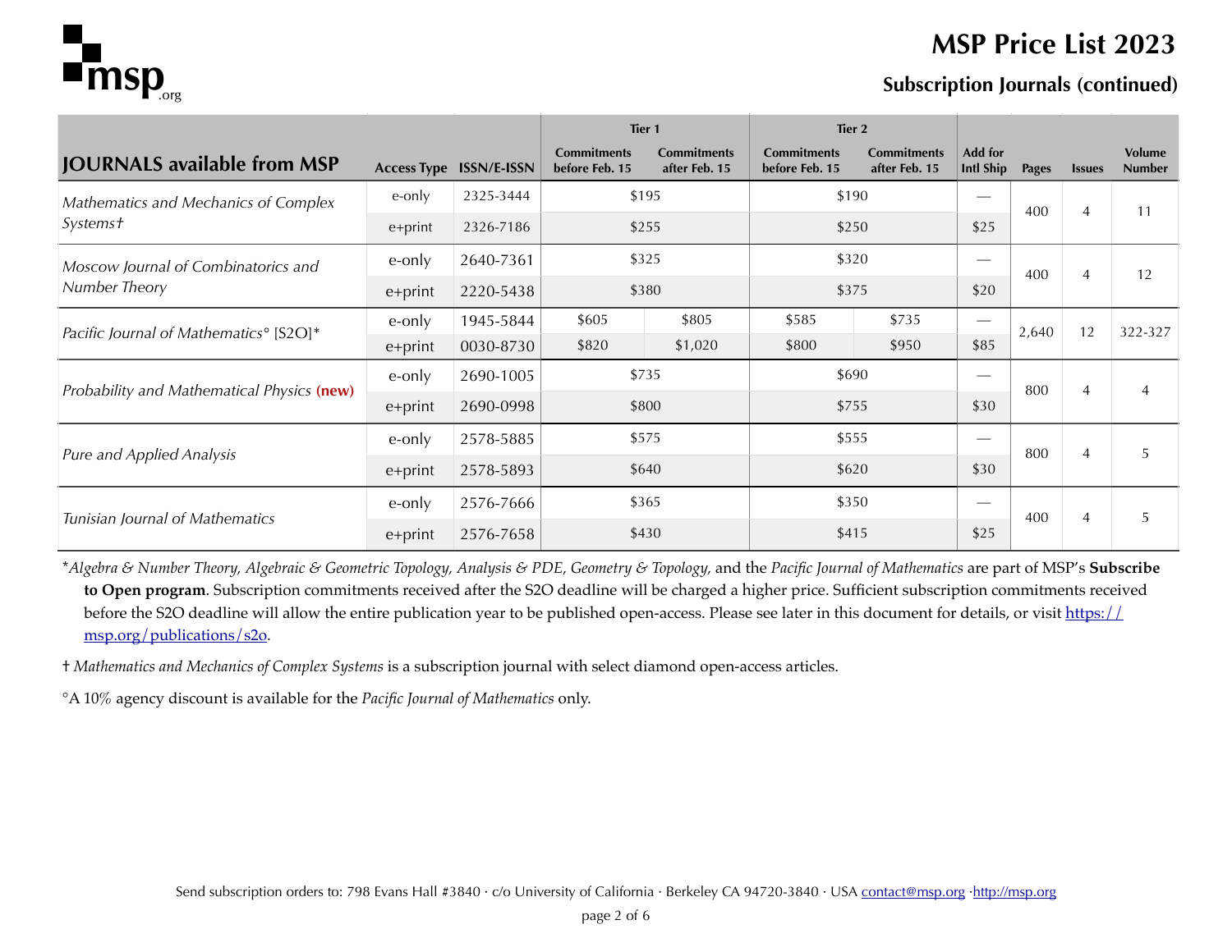# MSP Price List 2023

## Subscription Journals (continued)

| JOURNALS available from MSP | Access Type | ISSN/E-ISSN | Tier 1 | | Tier 2 | | Add for Intl Ship | Pages | Issues | Volume Number |
|---|---|---|---|---|---|---|---|---|---|---|
| | | | Commitments before Feb. 15 | Commitments after Feb. 15 | Commitments before Feb. 15 | Commitments after Feb. 15 | | | | |
| *Mathematics and Mechanics of Complex Systems†* | e-only | 2325-3444 | $195 | | $190 | | — | 400 | 4 | 11 |
| | e+print | 2326-7186 | $255 | | $250 | | $25 | | | |
| *Moscow Journal of Combinatorics and Number Theory* | e-only | 2640-7361 | $325 | | $320 | | — | 400 | 4 | 12 |
| | e+print | 2220-5438 | $380 | | $375 | | $20 | | | |
| *Pacific Journal of Mathematics°* [S2O]* | e-only | 1945-5844 | $605 | $805 | $585 | $735 | — | 2,640 | 12 | 322-327 |
| | e+print | 0030-8730 | $820 | $1,020 | $800 | $950 | $85 | | | |
| *Probability and Mathematical Physics* **(new)** | e-only | 2690-1005 | $735 | | $690 | | — | 800 | 4 | 4 |
| | e+print | 2690-0998 | $800 | | $755 | | $30 | | | |
| *Pure and Applied Analysis* | e-only | 2578-5885 | $575 | | $555 | | — | 800 | 4 | 5 |
| | e+print | 2578-5893 | $640 | | $620 | | $30 | | | |
| *Tunisian Journal of Mathematics* | e-only | 2576-7666 | $365 | | $350 | | — | 400 | 4 | 5 |
| | e+print | 2576-7658 | $430 | | $415 | | $25 | | | |

*\*Algebra & Number Theory, Algebraic & Geometric Topology, Analysis & PDE, Geometry & Topology,* and the *Pacific Journal of Mathematics* are part of MSP's **Subscribe to Open program**. Subscription commitments received after the S2O deadline will be charged a higher price. Sufficient subscription commitments received before the S2O deadline will allow the entire publication year to be published open-access. Please see later in this document for details, or visit https://msp.org/publications/s2o.

† *Mathematics and Mechanics of Complex Systems* is a subscription journal with select diamond open-access articles.

°A 10% agency discount is available for the *Pacific Journal of Mathematics* only.

Send subscription orders to: 798 Evans Hall #3840 · c/o University of California · Berkeley CA 94720-3840 · USA contact@msp.org · http://msp.org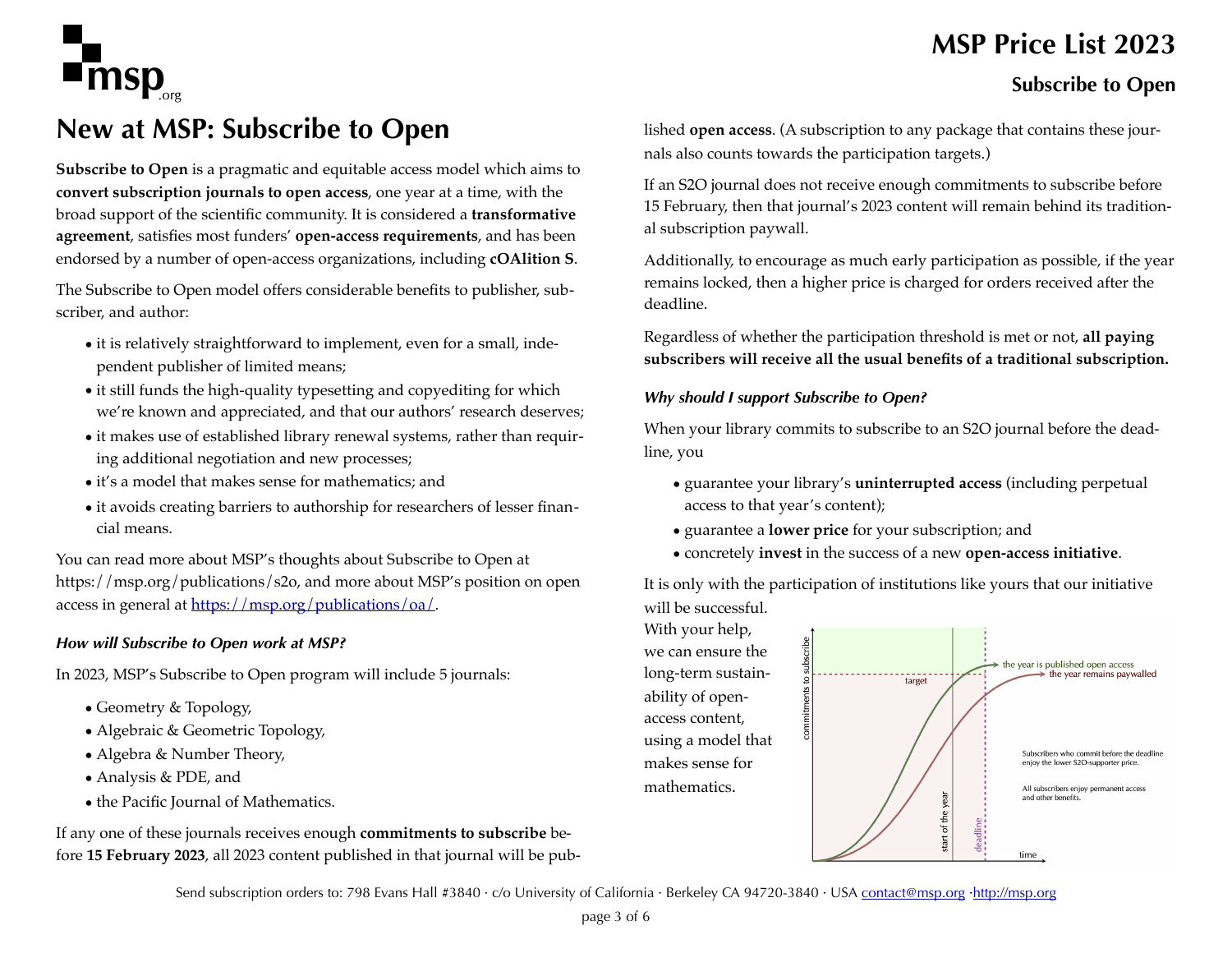# New at MSP: Subscribe to Open

**Subscribe to Open** is a pragmatic and equitable access model which aims to **convert subscription journals to open access**, one year at a time, with the broad support of the scientific community. It is considered a **transformative agreement**, satisfies most funders' **open-access requirements**, and has been endorsed by a number of open-access organizations, including **cOAlition S**.

The Subscribe to Open model offers considerable benefits to publisher, subscriber, and author:

- it is relatively straightforward to implement, even for a small, independent publisher of limited means;
- it still funds the high-quality typesetting and copyediting for which we're known and appreciated, and that our authors' research deserves;
- it makes use of established library renewal systems, rather than requiring additional negotiation and new processes;
- it's a model that makes sense for mathematics; and
- it avoids creating barriers to authorship for researchers of lesser financial means.

You can read more about MSP's thoughts about Subscribe to Open at https://msp.org/publications/s2o, and more about MSP's position on open access in general at https://msp.org/publications/oa/.

### *How will Subscribe to Open work at MSP?*

In 2023, MSP's Subscribe to Open program will include 5 journals:

- Geometry & Topology,
- Algebraic & Geometric Topology,
- Algebra & Number Theory,
- Analysis & PDE, and
- the Pacific Journal of Mathematics.

If any one of these journals receives enough **commitments to subscribe** before **15 February 2023**, all 2023 content published in that journal will be published **open access**. (A subscription to any package that contains these journals also counts towards the participation targets.)

If an S2O journal does not receive enough commitments to subscribe before 15 February, then that journal's 2023 content will remain behind its traditional subscription paywall.

Additionally, to encourage as much early participation as possible, if the year remains locked, then a higher price is charged for orders received after the deadline.

Regardless of whether the participation threshold is met or not, **all paying subscribers will receive all the usual benefits of a traditional subscription.**

### *Why should I support Subscribe to Open?*

When your library commits to subscribe to an S2O journal before the deadline, you

- guarantee your library's **uninterrupted access** (including perpetual access to that year's content);
- guarantee a **lower price** for your subscription; and
- concretely **invest** in the success of a new **open-access initiative**.

It is only with the participation of institutions like yours that our initiative will be successful. With your help, we can ensure the long-term sustainability of open-access content, using a model that makes sense for mathematics.

Send subscription orders to: 798 Evans Hall #3840 · c/o University of California · Berkeley CA 94720-3840 · USA contact@msp.org · http://msp.org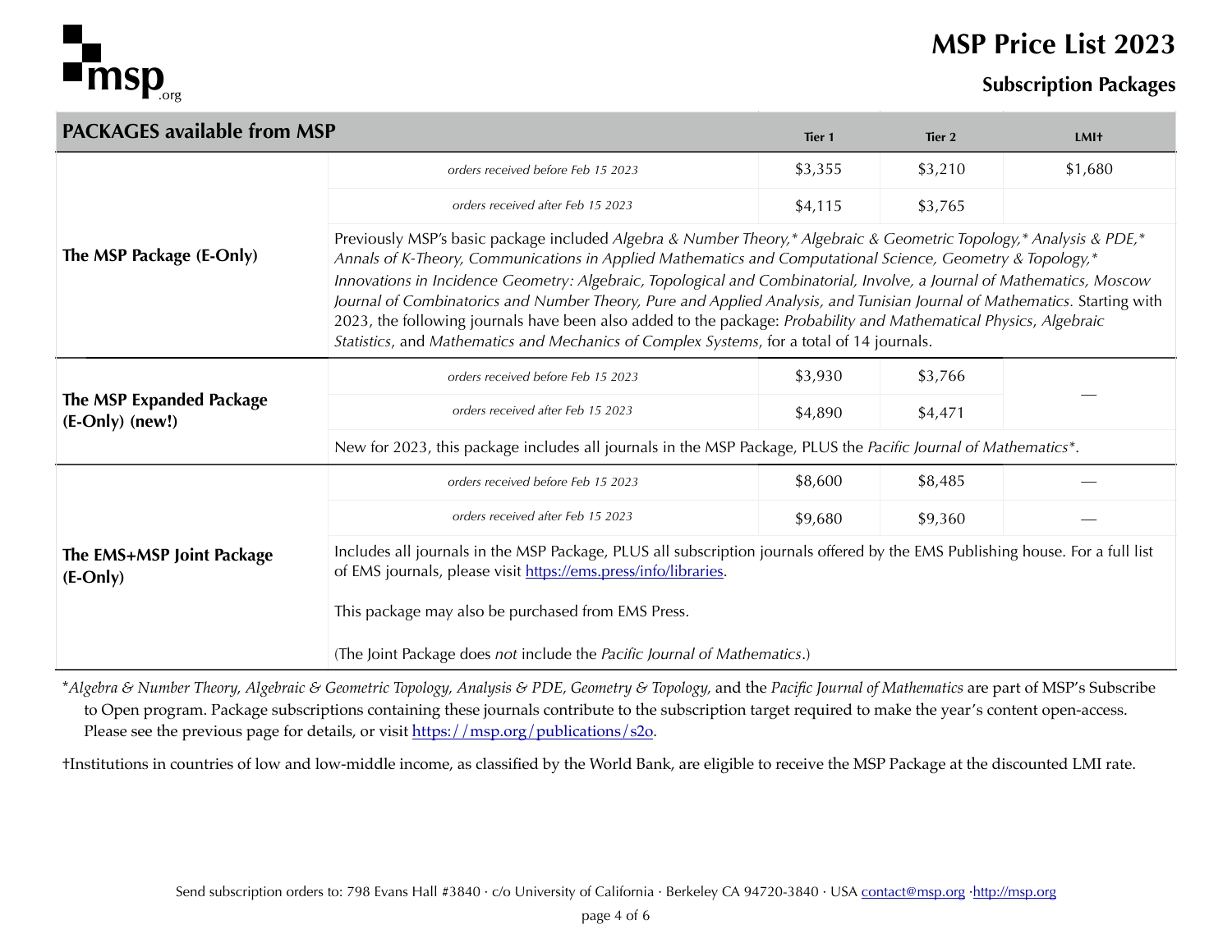# MSP Price List 2023

## Subscription Packages

| PACKAGES available from MSP | | Tier 1 | Tier 2 | LMI† |
|---|---|---|---|---|
| **The MSP Package (E-Only)** | *orders received before Feb 15 2023* | $3,355 | $3,210 | $1,680 |
| | *orders received after Feb 15 2023* | $4,115 | $3,765 | |
| | Previously MSP's basic package included *Algebra & Number Theory,\* Algebraic & Geometric Topology,\* Analysis & PDE,\* Annals of K-Theory, Communications in Applied Mathematics and Computational Science, Geometry & Topology,\* Innovations in Incidence Geometry: Algebraic, Topological and Combinatorial, Involve, a Journal of Mathematics, Moscow Journal of Combinatorics and Number Theory, Pure and Applied Analysis, and Tunisian Journal of Mathematics.* Starting with 2023, the following journals have been also added to the package: *Probability and Mathematical Physics*, *Algebraic Statistics*, and *Mathematics and Mechanics of Complex Systems*, for a total of 14 journals. | | | |
| **The MSP Expanded Package (E-Only) (new!)** | *orders received before Feb 15 2023* | $3,930 | $3,766 | — |
| | *orders received after Feb 15 2023* | $4,890 | $4,471 | |
| | New for 2023, this package includes all journals in the MSP Package, PLUS the *Pacific Journal of Mathematics*\*. | | | |
| **The EMS+MSP Joint Package (E-Only)** | *orders received before Feb 15 2023* | $8,600 | $8,485 | — |
| | *orders received after Feb 15 2023* | $9,680 | $9,360 | — |
| | Includes all journals in the MSP Package, PLUS all subscription journals offered by the EMS Publishing house. For a full list of EMS journals, please visit https://ems.press/info/libraries. This package may also be purchased from EMS Press. (The Joint Package does *not* include the *Pacific Journal of Mathematics*.) | | | |

\**Algebra & Number Theory, Algebraic & Geometric Topology, Analysis & PDE, Geometry & Topology,* and the *Pacific Journal of Mathematics* are part of MSP's Subscribe to Open program. Package subscriptions containing these journals contribute to the subscription target required to make the year's content open-access. Please see the previous page for details, or visit https://msp.org/publications/s2o.

†Institutions in countries of low and low-middle income, as classified by the World Bank, are eligible to receive the MSP Package at the discounted LMI rate.

Send subscription orders to: 798 Evans Hall #3840 · c/o University of California · Berkeley CA 94720-3840 · USA contact@msp.org · http://msp.org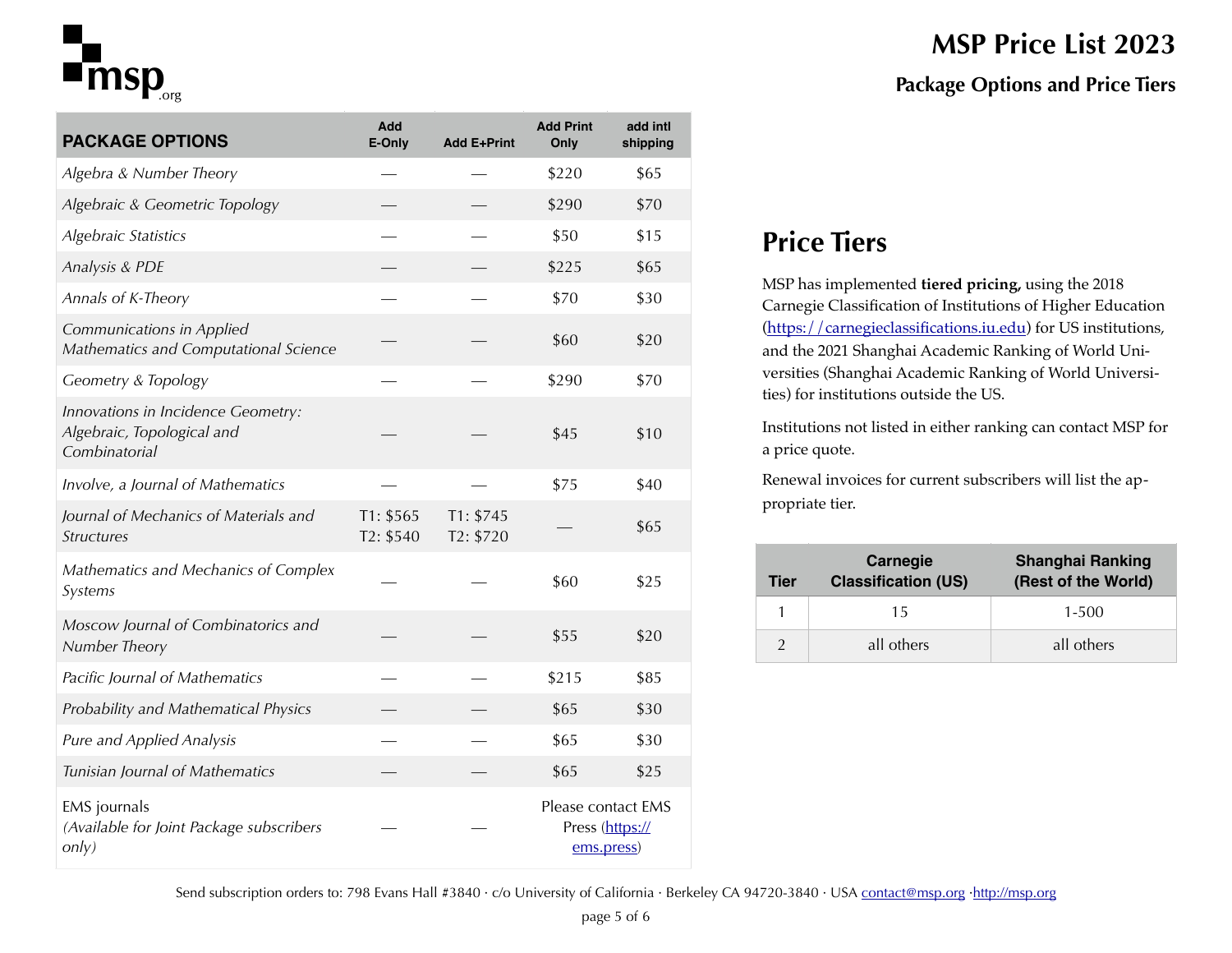# MSP Price List 2023

## Package Options and Price Tiers

| PACKAGE OPTIONS | Add E-Only | Add E+Print | Add Print Only | add intl shipping |
|---|---|---|---|---|
| *Algebra & Number Theory* | — | — | $220 | $65 |
| *Algebraic & Geometric Topology* | — | — | $290 | $70 |
| *Algebraic Statistics* | — | — | $50 | $15 |
| *Analysis & PDE* | — | — | $225 | $65 |
| *Annals of K-Theory* | — | — | $70 | $30 |
| *Communications in Applied Mathematics and Computational Science* | — | — | $60 | $20 |
| *Geometry & Topology* | — | — | $290 | $70 |
| *Innovations in Incidence Geometry: Algebraic, Topological and Combinatorial* | — | — | $45 | $10 |
| *Involve, a Journal of Mathematics* | — | — | $75 | $40 |
| *Journal of Mechanics of Materials and Structures* | T1: $565<br>T2: $540 | T1: $745<br>T2: $720 | — | $65 |
| *Mathematics and Mechanics of Complex Systems* | — | — | $60 | $25 |
| *Moscow Journal of Combinatorics and Number Theory* | — | — | $55 | $20 |
| *Pacific Journal of Mathematics* | — | — | $215 | $85 |
| *Probability and Mathematical Physics* | — | — | $65 | $30 |
| *Pure and Applied Analysis* | — | — | $65 | $30 |
| *Tunisian Journal of Mathematics* | — | — | $65 | $25 |
| EMS journals *(Available for Joint Package subscribers only)* | — | — | Please contact EMS Press (https://ems.press) | |

## Price Tiers

MSP has implemented **tiered pricing,** using the 2018 Carnegie Classification of Institutions of Higher Education (https://carnegieclassifications.iu.edu) for US institutions, and the 2021 Shanghai Academic Ranking of World Universities (Shanghai Academic Ranking of World Universities) for institutions outside the US.

Institutions not listed in either ranking can contact MSP for a price quote.

Renewal invoices for current subscribers will list the appropriate tier.

| Tier | Carnegie Classification (US) | Shanghai Ranking (Rest of the World) |
|---|---|---|
| 1 | 15 | 1-500 |
| 2 | all others | all others |

Send subscription orders to: 798 Evans Hall #3840 · c/o University of California · Berkeley CA 94720-3840 · USA contact@msp.org ·http://msp.org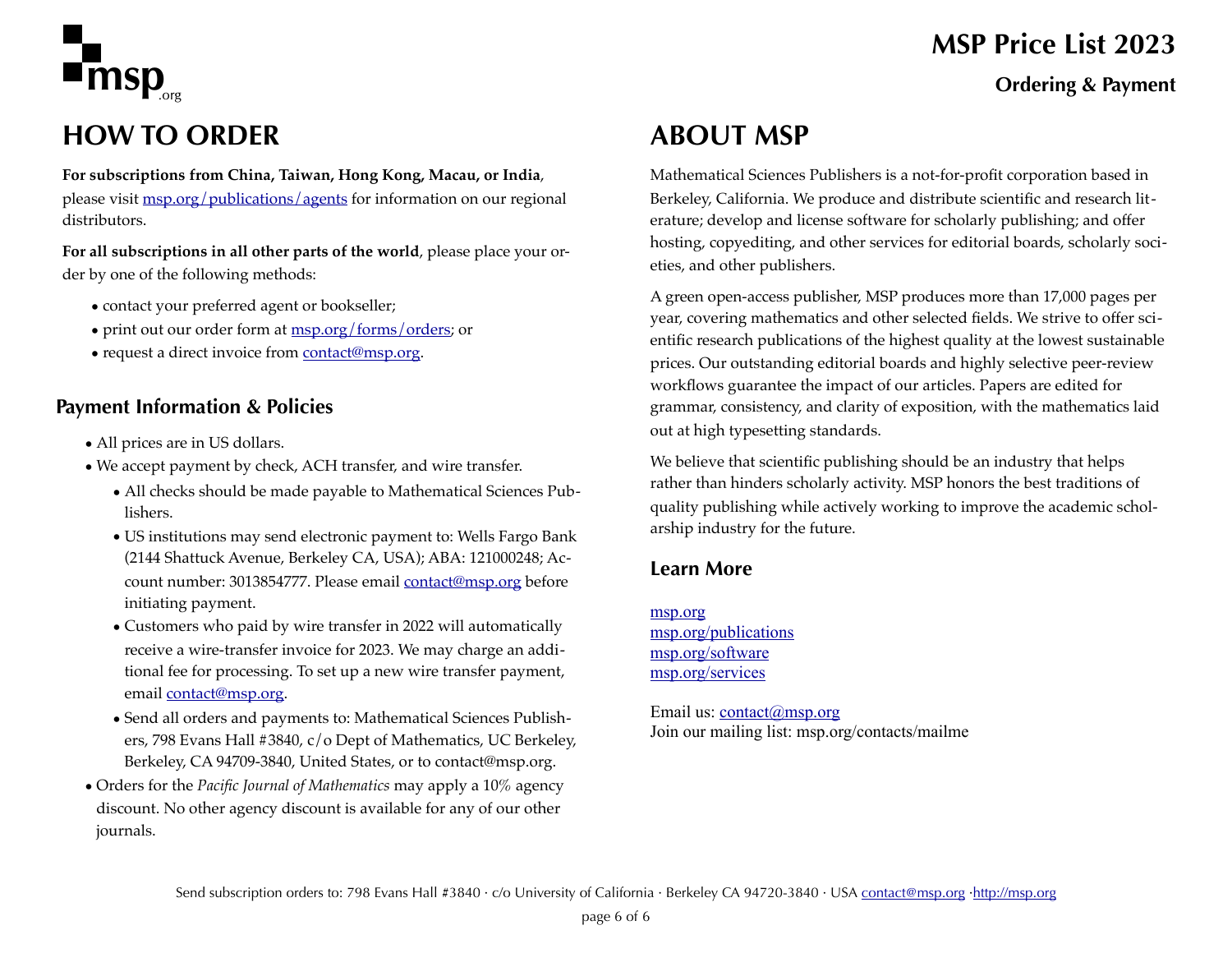# MSP Price List 2023

**Ordering & Payment**

# HOW TO ORDER

**For subscriptions from China, Taiwan, Hong Kong, Macau, or India**, please visit msp.org/publications/agents for information on our regional distributors.

**For all subscriptions in all other parts of the world**, please place your order by one of the following methods:

- contact your preferred agent or bookseller;
- print out our order form at msp.org/forms/orders; or
- request a direct invoice from contact@msp.org.

## Payment Information & Policies

- All prices are in US dollars.
- We accept payment by check, ACH transfer, and wire transfer.
  - All checks should be made payable to Mathematical Sciences Publishers.
  - US institutions may send electronic payment to: Wells Fargo Bank (2144 Shattuck Avenue, Berkeley CA, USA); ABA: 121000248; Account number: 3013854777. Please email contact@msp.org before initiating payment.
  - Customers who paid by wire transfer in 2022 will automatically receive a wire-transfer invoice for 2023. We may charge an additional fee for processing. To set up a new wire transfer payment, email contact@msp.org.
  - Send all orders and payments to: Mathematical Sciences Publishers, 798 Evans Hall #3840, c/o Dept of Mathematics, UC Berkeley, Berkeley, CA 94709-3840, United States, or to contact@msp.org.
- Orders for the *Pacific Journal of Mathematics* may apply a 10% agency discount. No other agency discount is available for any of our other journals.

# ABOUT MSP

Mathematical Sciences Publishers is a not-for-profit corporation based in Berkeley, California. We produce and distribute scientific and research literature; develop and license software for scholarly publishing; and offer hosting, copyediting, and other services for editorial boards, scholarly societies, and other publishers.

A green open-access publisher, MSP produces more than 17,000 pages per year, covering mathematics and other selected fields. We strive to offer scientific research publications of the highest quality at the lowest sustainable prices. Our outstanding editorial boards and highly selective peer-review workflows guarantee the impact of our articles. Papers are edited for grammar, consistency, and clarity of exposition, with the mathematics laid out at high typesetting standards.

We believe that scientific publishing should be an industry that helps rather than hinders scholarly activity. MSP honors the best traditions of quality publishing while actively working to improve the academic scholarship industry for the future.

## Learn More

msp.org
msp.org/publications
msp.org/software
msp.org/services

Email us: contact@msp.org
Join our mailing list: msp.org/contacts/mailme

Send subscription orders to: 798 Evans Hall #3840 · c/o University of California · Berkeley CA 94720-3840 · USA contact@msp.org ·http://msp.org